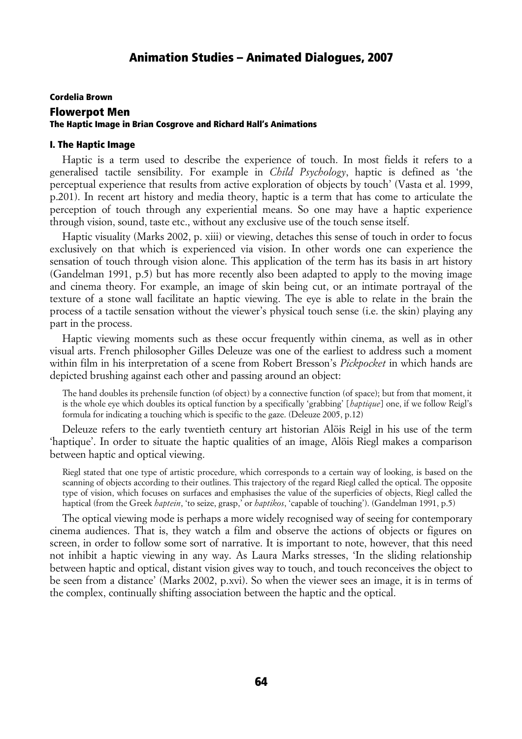# Animation Studies – Animated Dialogues, 2007

**Cordelia Brown**

## Flowerpot Men

### The Haptic Image in Brian Cosgrove and Richard Hall's Animations

#### I. The Haptic Image

Haptic is a term used to describe the experience of touch. In most fields it refers to a generalised tactile sensibility. For example in *Child Psychology*, haptic is defined as 'the perceptual experience that results from active exploration of objects by touch' (Vasta et al. 1999, p.201). In recent art history and media theory, haptic is a term that has come to articulate the perception of touch through any experiential means. So one may have a haptic experience through vision, sound, taste etc., without any exclusive use of the touch sense itself.

Haptic visuality (Marks 2002, p. xiii) or viewing, detaches this sense of touch in order to focus exclusively on that which is experienced via vision. In other words one can experience the sensation of touch through vision alone. This application of the term has its basis in art history (Gandelman 1991, p.5) but has more recently also been adapted to apply to the moving image and cinema theory. For example, an image of skin being cut, or an intimate portrayal of the texture of a stone wall facilitate an haptic viewing. The eye is able to relate in the brain the process of a tactile sensation without the viewer's physical touch sense (i.e. the skin) playing any part in the process.

Haptic viewing moments such as these occur frequently within cinema, as well as in other visual arts. French philosopher Gilles Deleuze was one of the earliest to address such a moment within film in his interpretation of a scene from Robert Bresson's *Pickpocket* in which hands are depicted brushing against each other and passing around an object:

> The hand doubles its prehensile function (of object) by a connective function (of space); but from that moment, it is the whole eye which doubles its optical function by a specifically 'grabbing' [*haptique*] one, if we follow Reigl's formula for indicating a touching which is specific to the gaze. (Deleuze 2005, p.12)

Deleuze refers to the early twentieth century art historian Alöis Reigl in his use of the term 'haptique'. In order to situate the haptic qualities of an image, Alöis Riegl makes a comparison between haptic and optical viewing.

> Riegl stated that one type of artistic procedure, which corresponds to a certain way of looking, is based on the scanning of objects according to their outlines. This trajectory of the regard Riegl called the optical. The opposite type of vision, which focuses on surfaces and emphasises the value of the superficies of objects, Riegl called the haptical (from the Greek *haptein*, 'to seize, grasp,' or *haptikos*, 'capable of touching'). (Gandelman 1991, p.5)

The optical viewing mode is perhaps a more widely recognised way of seeing for contemporary cinema audiences. That is, they watch a film and observe the actions of objects or figures on screen, in order to follow some sort of narrative. It is important to note, however, that this need not inhibit a haptic viewing in any way. As Laura Marks stresses, 'In the sliding relationship between haptic and optical, distant vision gives way to touch, and touch reconceives the object to be seen from a distance' (Marks 2002, p.xvi). So when the viewer sees an image, it is in terms of the complex, continually shifting association between the haptic and the optical.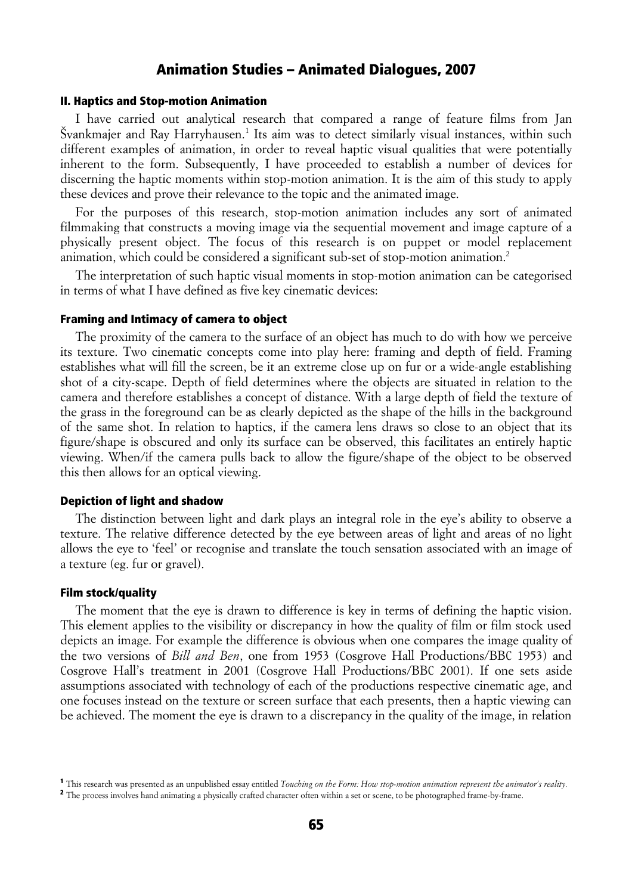## II. Haptics and Stop-motion Animation

I have carried out analytical research that compared a range of feature films from Jan Švankmajer and Ray Harryhausen.[1] Its aim was to detect similarly visual instances, within such different examples of animation, in order to reveal haptic visual qualities that were potentially inherent to the form. Subsequently, I have proceeded to establish a number of devices for discerning the haptic moments within stop-motion animation. It is the aim of this study to apply these devices and prove their relevance to the topic and the animated image.

For the purposes of this research, stop-motion animation includes any sort of animated filmmaking that constructs a moving image via the sequential movement and image capture of a physically present object. The focus of this research is on puppet or model replacement animation, which could be considered a significant sub-set of stop-motion animation.[2]

The interpretation of such haptic visual moments in stop-motion animation can be categorised in terms of what I have defined as five key cinematic devices:

### Framing and Intimacy of camera to object

The proximity of the camera to the surface of an object has much to do with how we perceive its texture. Two cinematic concepts come into play here: framing and depth of field. Framing establishes what will fill the screen, be it an extreme close up on fur or a wide-angle establishing shot of a city-scape. Depth of field determines where the objects are situated in relation to the camera and therefore establishes a concept of distance. With a large depth of field the texture of the grass in the foreground can be as clearly depicted as the shape of the hills in the background of the same shot. In relation to haptics, if the camera lens draws so close to an object that its figure/shape is obscured and only its surface can be observed, this facilitates an entirely haptic viewing. When/if the camera pulls back to allow the figure/shape of the object to be observed this then allows for an optical viewing.

### Depiction of light and shadow

The distinction between light and dark plays an integral role in the eye's ability to observe a texture. The relative difference detected by the eye between areas of light and areas of no light allows the eye to 'feel' or recognise and translate the touch sensation associated with an image of a texture (eg. fur or gravel).

### Film stock/quality

The moment that the eye is drawn to difference is key in terms of defining the haptic vision. This element applies to the visibility or discrepancy in how the quality of film or film stock used depicts an image. For example the difference is obvious when one compares the image quality of the two versions of *Bill and Ben*, one from 1953 (Cosgrove Hall Productions/BBC 1953) and Cosgrove Hall's treatment in 2001 (Cosgrove Hall Productions/BBC 2001). If one sets aside assumptions associated with technology of each of the productions respective cinematic age, and one focuses instead on the texture or screen surface that each presents, then a haptic viewing can be achieved. The moment the eye is drawn to a discrepancy in the quality of the image, in relation

[1] This research was presented as an unpublished essay entitled *Touching on the Form: How stop-motion animation represent the animator's reality.*

[2] The process involves hand animating a physically crafted character often within a set or scene, to be photographed frame-by-frame.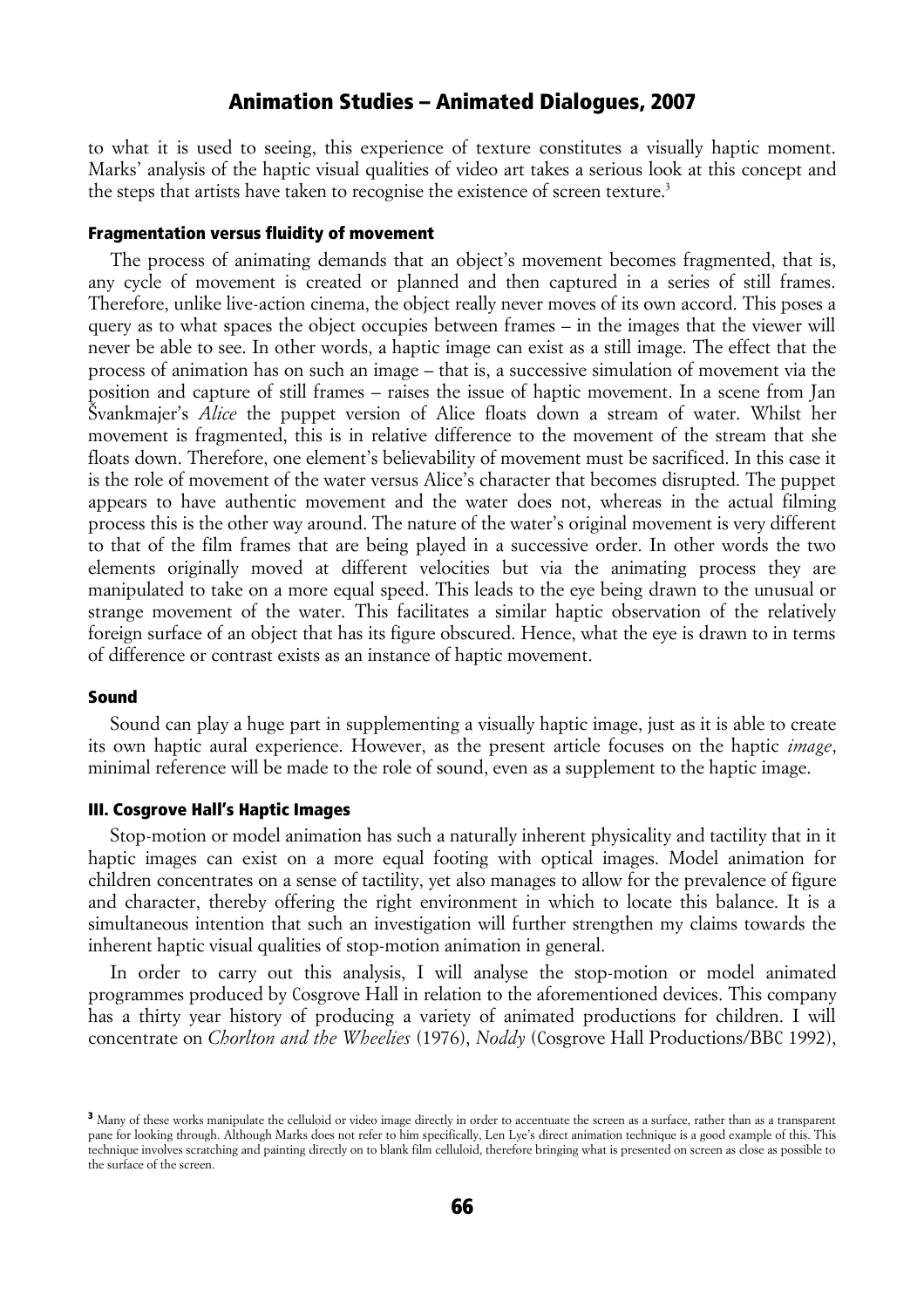to what it is used to seeing, this experience of texture constitutes a visually haptic moment. Marks' analysis of the haptic visual qualities of video art takes a serious look at this concept and the steps that artists have taken to recognise the existence of screen texture.[3]

#### Fragmentation versus fluidity of movement

The process of animating demands that an object's movement becomes fragmented, that is, any cycle of movement is created or planned and then captured in a series of still frames. Therefore, unlike live-action cinema, the object really never moves of its own accord. This poses a query as to what spaces the object occupies between frames – in the images that the viewer will never be able to see. In other words, a haptic image can exist as a still image. The effect that the process of animation has on such an image – that is, a successive simulation of movement via the position and capture of still frames – raises the issue of haptic movement. In a scene from Jan Švankmajer's *Alice* the puppet version of Alice floats down a stream of water. Whilst her movement is fragmented, this is in relative difference to the movement of the stream that she floats down. Therefore, one element's believability of movement must be sacrificed. In this case it is the role of movement of the water versus Alice's character that becomes disrupted. The puppet appears to have authentic movement and the water does not, whereas in the actual filming process this is the other way around. The nature of the water's original movement is very different to that of the film frames that are being played in a successive order. In other words the two elements originally moved at different velocities but via the animating process they are manipulated to take on a more equal speed. This leads to the eye being drawn to the unusual or strange movement of the water. This facilitates a similar haptic observation of the relatively foreign surface of an object that has its figure obscured. Hence, what the eye is drawn to in terms of difference or contrast exists as an instance of haptic movement.

#### Sound

Sound can play a huge part in supplementing a visually haptic image, just as it is able to create its own haptic aural experience. However, as the present article focuses on the haptic *image*, minimal reference will be made to the role of sound, even as a supplement to the haptic image.

### III. Cosgrove Hall's Haptic Images

Stop-motion or model animation has such a naturally inherent physicality and tactility that in it haptic images can exist on a more equal footing with optical images. Model animation for children concentrates on a sense of tactility, yet also manages to allow for the prevalence of figure and character, thereby offering the right environment in which to locate this balance. It is a simultaneous intention that such an investigation will further strengthen my claims towards the inherent haptic visual qualities of stop-motion animation in general.

In order to carry out this analysis, I will analyse the stop-motion or model animated programmes produced by Cosgrove Hall in relation to the aforementioned devices. This company has a thirty year history of producing a variety of animated productions for children. I will concentrate on *Chorlton and the Wheelies* (1976), *Noddy* (Cosgrove Hall Productions/BBC 1992),

---

[3] Many of these works manipulate the celluloid or video image directly in order to accentuate the screen as a surface, rather than as a transparent pane for looking through. Although Marks does not refer to him specifically, Len Lye's direct animation technique is a good example of this. This technique involves scratching and painting directly on to blank film celluloid, therefore bringing what is presented on screen as close as possible to the surface of the screen.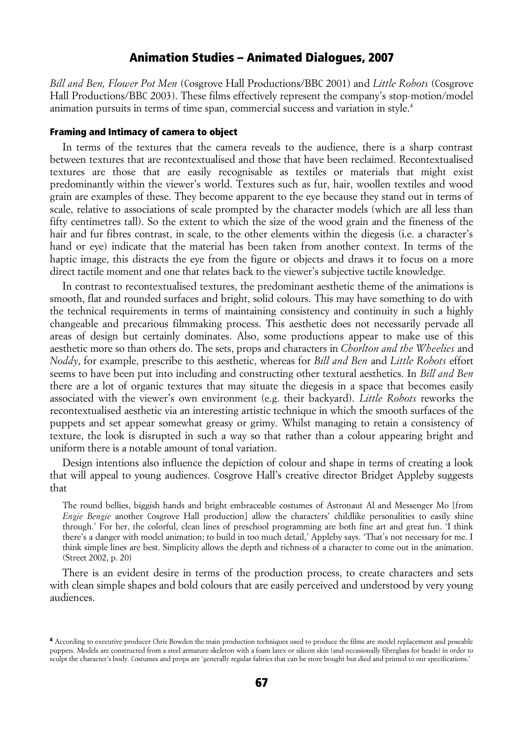*Bill and Ben, Flower Pot Men* (Cosgrove Hall Productions/BBC 2001) and *Little Robots* (Cosgrove Hall Productions/BBC 2003). These films effectively represent the company's stop-motion/model animation pursuits in terms of time span, commercial success and variation in style.[4]

#### Framing and Intimacy of camera to object

In terms of the textures that the camera reveals to the audience, there is a sharp contrast between textures that are recontextualised and those that have been reclaimed. Recontextualised textures are those that are easily recognisable as textiles or materials that might exist predominantly within the viewer's world. Textures such as fur, hair, woollen textiles and wood grain are examples of these. They become apparent to the eye because they stand out in terms of scale, relative to associations of scale prompted by the character models (which are all less than fifty centimetres tall). So the extent to which the size of the wood grain and the fineness of the hair and fur fibres contrast, in scale, to the other elements within the diegesis (i.e. a character's hand or eye) indicate that the material has been taken from another context. In terms of the haptic image, this distracts the eye from the figure or objects and draws it to focus on a more direct tactile moment and one that relates back to the viewer's subjective tactile knowledge.

In contrast to recontextualised textures, the predominant aesthetic theme of the animations is smooth, flat and rounded surfaces and bright, solid colours. This may have something to do with the technical requirements in terms of maintaining consistency and continuity in such a highly changeable and precarious filmmaking process. This aesthetic does not necessarily pervade all areas of design but certainly dominates. Also, some productions appear to make use of this aesthetic more so than others do. The sets, props and characters in *Chorlton and the Wheelies* and *Noddy*, for example, prescribe to this aesthetic, whereas for *Bill and Ben* and *Little Robots* effort seems to have been put into including and constructing other textural aesthetics. In *Bill and Ben* there are a lot of organic textures that may situate the diegesis in a space that becomes easily associated with the viewer's own environment (e.g. their backyard). *Little Robots* reworks the recontextualised aesthetic via an interesting artistic technique in which the smooth surfaces of the puppets and set appear somewhat greasy or grimy. Whilst managing to retain a consistency of texture, the look is disrupted in such a way so that rather than a colour appearing bright and uniform there is a notable amount of tonal variation.

Design intentions also influence the depiction of colour and shape in terms of creating a look that will appeal to young audiences. Cosgrove Hall's creative director Bridget Appleby suggests that

> The round bellies, biggish hands and bright embraceable costumes of Astronaut Al and Messenger Mo [from *Engie Bengie* another Cosgrove Hall production] allow the characters' childlike personalities to easily shine through.' For her, the colorful, clean lines of preschool programming are both fine art and great fun. 'I think there's a danger with model animation; to build in too much detail,' Appleby says. 'That's not necessary for me. I think simple lines are best. Simplicity allows the depth and richness of a character to come out in the animation. (Street 2002, p. 20)

There is an evident desire in terms of the production process, to create characters and sets with clean simple shapes and bold colours that are easily perceived and understood by very young audiences.

---

[4] According to executive producer Chris Bowden the main production techniques used to produce the films are model replacement and poseable puppets. Models are constructed from a steel armature skeleton with a foam latex or silicon skin (and occasionally fibreglass for heads) in order to sculpt the character's body. Costumes and props are 'generally regular fabrics that can be store bought but died and printed to our specifications.'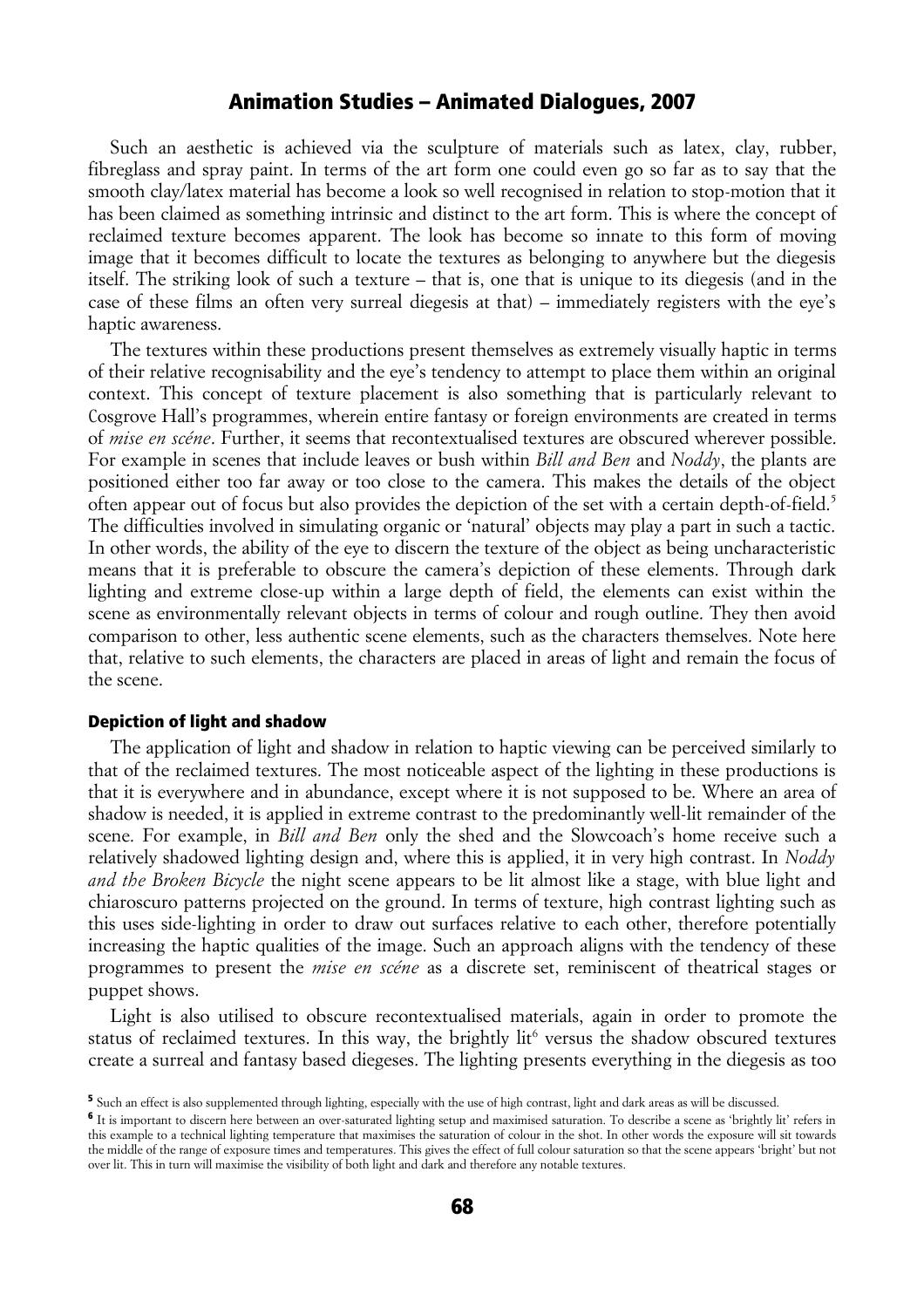Such an aesthetic is achieved via the sculpture of materials such as latex, clay, rubber, fibreglass and spray paint. In terms of the art form one could even go so far as to say that the smooth clay/latex material has become a look so well recognised in relation to stop-motion that it has been claimed as something intrinsic and distinct to the art form. This is where the concept of reclaimed texture becomes apparent. The look has become so innate to this form of moving image that it becomes difficult to locate the textures as belonging to anywhere but the diegesis itself. The striking look of such a texture – that is, one that is unique to its diegesis (and in the case of these films an often very surreal diegesis at that) – immediately registers with the eye's haptic awareness.

The textures within these productions present themselves as extremely visually haptic in terms of their relative recognisability and the eye's tendency to attempt to place them within an original context. This concept of texture placement is also something that is particularly relevant to Cosgrove Hall's programmes, wherein entire fantasy or foreign environments are created in terms of *mise en scéne*. Further, it seems that recontextualised textures are obscured wherever possible. For example in scenes that include leaves or bush within *Bill and Ben* and *Noddy*, the plants are positioned either too far away or too close to the camera. This makes the details of the object often appear out of focus but also provides the depiction of the set with a certain depth-of-field.[5] The difficulties involved in simulating organic or 'natural' objects may play a part in such a tactic. In other words, the ability of the eye to discern the texture of the object as being uncharacteristic means that it is preferable to obscure the camera's depiction of these elements. Through dark lighting and extreme close-up within a large depth of field, the elements can exist within the scene as environmentally relevant objects in terms of colour and rough outline. They then avoid comparison to other, less authentic scene elements, such as the characters themselves. Note here that, relative to such elements, the characters are placed in areas of light and remain the focus of the scene.

### Depiction of light and shadow

The application of light and shadow in relation to haptic viewing can be perceived similarly to that of the reclaimed textures. The most noticeable aspect of the lighting in these productions is that it is everywhere and in abundance, except where it is not supposed to be. Where an area of shadow is needed, it is applied in extreme contrast to the predominantly well-lit remainder of the scene. For example, in *Bill and Ben* only the shed and the Slowcoach's home receive such a relatively shadowed lighting design and, where this is applied, it in very high contrast. In *Noddy and the Broken Bicycle* the night scene appears to be lit almost like a stage, with blue light and chiaroscuro patterns projected on the ground. In terms of texture, high contrast lighting such as this uses side-lighting in order to draw out surfaces relative to each other, therefore potentially increasing the haptic qualities of the image. Such an approach aligns with the tendency of these programmes to present the *mise en scéne* as a discrete set, reminiscent of theatrical stages or puppet shows.

Light is also utilised to obscure recontextualised materials, again in order to promote the status of reclaimed textures. In this way, the brightly lit[6] versus the shadow obscured textures create a surreal and fantasy based diegeses. The lighting presents everything in the diegesis as too

[5] Such an effect is also supplemented through lighting, especially with the use of high contrast, light and dark areas as will be discussed.

[6] It is important to discern here between an over-saturated lighting setup and maximised saturation. To describe a scene as 'brightly lit' refers in this example to a technical lighting temperature that maximises the saturation of colour in the shot. In other words the exposure will sit towards the middle of the range of exposure times and temperatures. This gives the effect of full colour saturation so that the scene appears 'bright' but not over lit. This in turn will maximise the visibility of both light and dark and therefore any notable textures.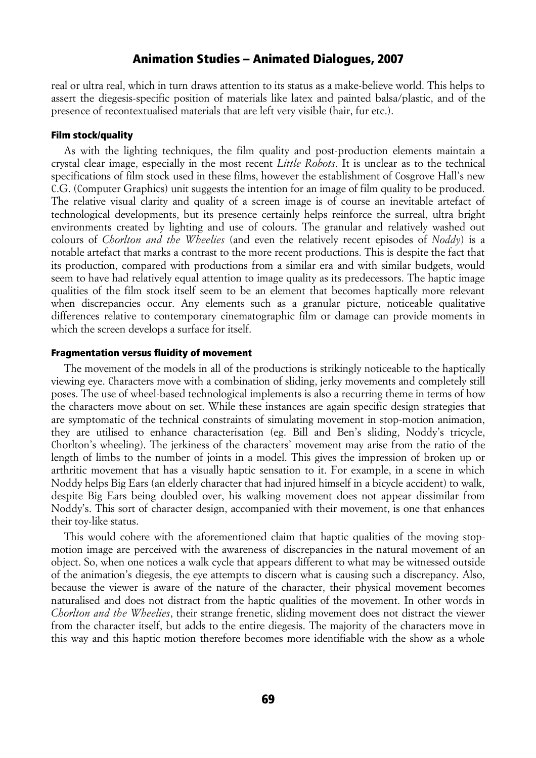real or ultra real, which in turn draws attention to its status as a make-believe world. This helps to assert the diegesis-specific position of materials like latex and painted balsa/plastic, and of the presence of recontextualised materials that are left very visible (hair, fur etc.).

#### Film stock/quality

As with the lighting techniques, the film quality and post-production elements maintain a crystal clear image, especially in the most recent *Little Robots*. It is unclear as to the technical specifications of film stock used in these films, however the establishment of Cosgrove Hall's new C.G. (Computer Graphics) unit suggests the intention for an image of film quality to be produced. The relative visual clarity and quality of a screen image is of course an inevitable artefact of technological developments, but its presence certainly helps reinforce the surreal, ultra bright environments created by lighting and use of colours. The granular and relatively washed out colours of *Chorlton and the Wheelies* (and even the relatively recent episodes of *Noddy*) is a notable artefact that marks a contrast to the more recent productions. This is despite the fact that its production, compared with productions from a similar era and with similar budgets, would seem to have had relatively equal attention to image quality as its predecessors. The haptic image qualities of the film stock itself seem to be an element that becomes haptically more relevant when discrepancies occur. Any elements such as a granular picture, noticeable qualitative differences relative to contemporary cinematographic film or damage can provide moments in which the screen develops a surface for itself.

#### Fragmentation versus fluidity of movement

The movement of the models in all of the productions is strikingly noticeable to the haptically viewing eye. Characters move with a combination of sliding, jerky movements and completely still poses. The use of wheel-based technological implements is also a recurring theme in terms of how the characters move about on set. While these instances are again specific design strategies that are symptomatic of the technical constraints of simulating movement in stop-motion animation, they are utilised to enhance characterisation (eg. Bill and Ben's sliding, Noddy's tricycle, Chorlton's wheeling). The jerkiness of the characters' movement may arise from the ratio of the length of limbs to the number of joints in a model. This gives the impression of broken up or arthritic movement that has a visually haptic sensation to it. For example, in a scene in which Noddy helps Big Ears (an elderly character that had injured himself in a bicycle accident) to walk, despite Big Ears being doubled over, his walking movement does not appear dissimilar from Noddy's. This sort of character design, accompanied with their movement, is one that enhances their toy-like status.

This would cohere with the aforementioned claim that haptic qualities of the moving stop-motion image are perceived with the awareness of discrepancies in the natural movement of an object. So, when one notices a walk cycle that appears different to what may be witnessed outside of the animation's diegesis, the eye attempts to discern what is causing such a discrepancy. Also, because the viewer is aware of the nature of the character, their physical movement becomes naturalised and does not distract from the haptic qualities of the movement. In other words in *Chorlton and the Wheelies*, their strange frenetic, sliding movement does not distract the viewer from the character itself, but adds to the entire diegesis. The majority of the characters move in this way and this haptic motion therefore becomes more identifiable with the show as a whole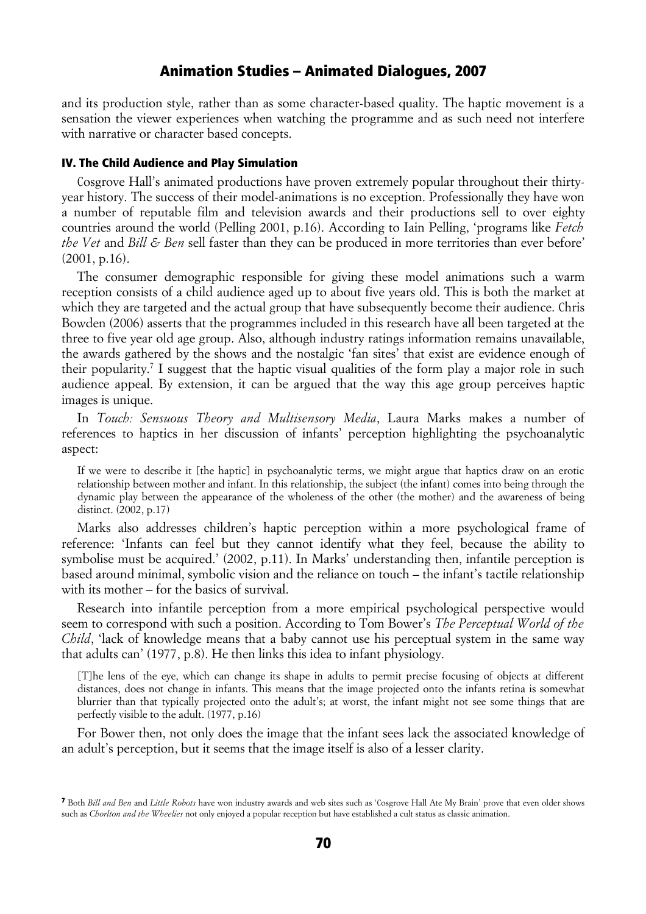and its production style, rather than as some character-based quality. The haptic movement is a sensation the viewer experiences when watching the programme and as such need not interfere with narrative or character based concepts.

### IV. The Child Audience and Play Simulation

Cosgrove Hall's animated productions have proven extremely popular throughout their thirty-year history. The success of their model-animations is no exception. Professionally they have won a number of reputable film and television awards and their productions sell to over eighty countries around the world (Pelling 2001, p.16). According to Iain Pelling, 'programs like *Fetch the Vet* and *Bill & Ben* sell faster than they can be produced in more territories than ever before' (2001, p.16).

The consumer demographic responsible for giving these model animations such a warm reception consists of a child audience aged up to about five years old. This is both the market at which they are targeted and the actual group that have subsequently become their audience. Chris Bowden (2006) asserts that the programmes included in this research have all been targeted at the three to five year old age group. Also, although industry ratings information remains unavailable, the awards gathered by the shows and the nostalgic 'fan sites' that exist are evidence enough of their popularity.[7] I suggest that the haptic visual qualities of the form play a major role in such audience appeal. By extension, it can be argued that the way this age group perceives haptic images is unique.

In *Touch: Sensuous Theory and Multisensory Media*, Laura Marks makes a number of references to haptics in her discussion of infants' perception highlighting the psychoanalytic aspect:

> If we were to describe it [the haptic] in psychoanalytic terms, we might argue that haptics draw on an erotic relationship between mother and infant. In this relationship, the subject (the infant) comes into being through the dynamic play between the appearance of the wholeness of the other (the mother) and the awareness of being distinct. (2002, p.17)

Marks also addresses children's haptic perception within a more psychological frame of reference: 'Infants can feel but they cannot identify what they feel, because the ability to symbolise must be acquired.' (2002, p.11). In Marks' understanding then, infantile perception is based around minimal, symbolic vision and the reliance on touch – the infant's tactile relationship with its mother – for the basics of survival.

Research into infantile perception from a more empirical psychological perspective would seem to correspond with such a position. According to Tom Bower's *The Perceptual World of the Child*, 'lack of knowledge means that a baby cannot use his perceptual system in the same way that adults can' (1977, p.8). He then links this idea to infant physiology.

> [T]he lens of the eye, which can change its shape in adults to permit precise focusing of objects at different distances, does not change in infants. This means that the image projected onto the infants retina is somewhat blurrier than that typically projected onto the adult's; at worst, the infant might not see some things that are perfectly visible to the adult. (1977, p.16)

For Bower then, not only does the image that the infant sees lack the associated knowledge of an adult's perception, but it seems that the image itself is also of a lesser clarity.

---

[7] Both *Bill and Ben* and *Little Robots* have won industry awards and web sites such as 'Cosgrove Hall Ate My Brain' prove that even older shows such as *Chorlton and the Wheelies* not only enjoyed a popular reception but have established a cult status as classic animation.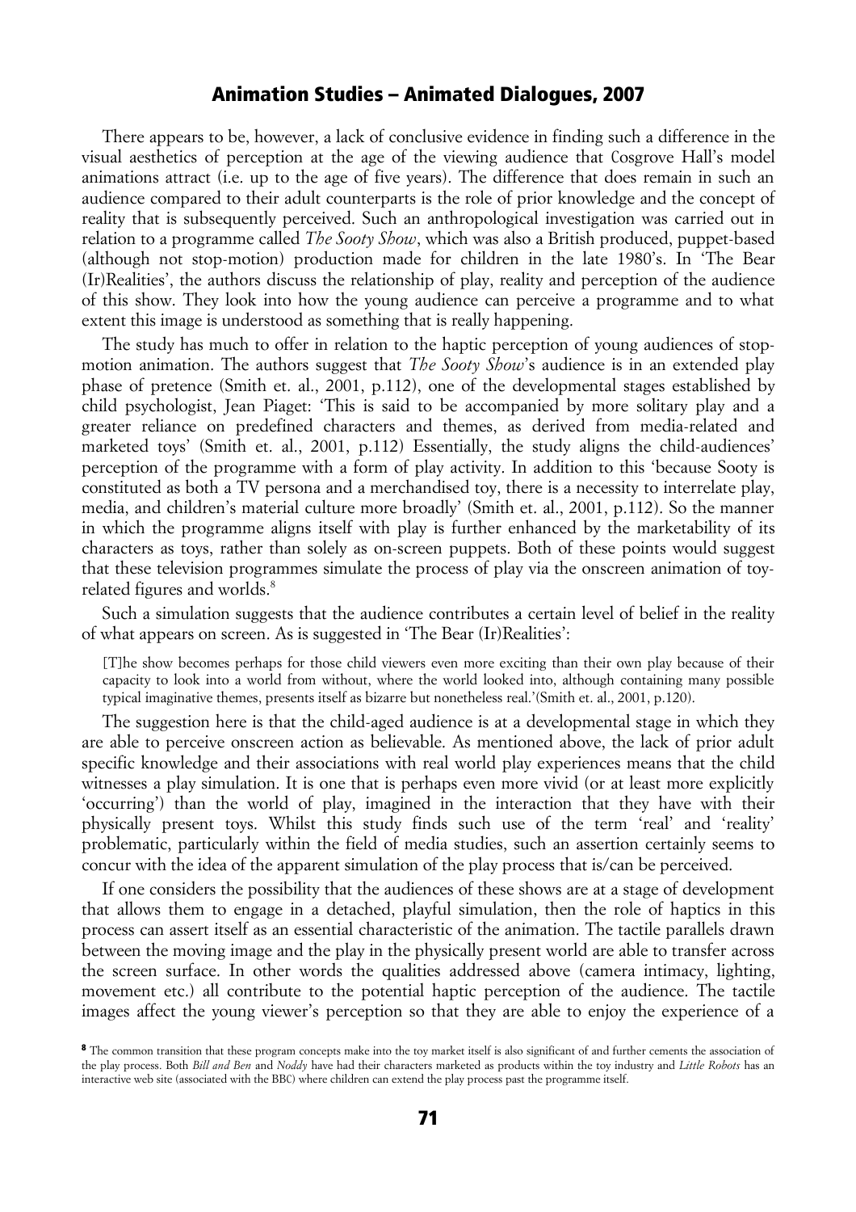There appears to be, however, a lack of conclusive evidence in finding such a difference in the visual aesthetics of perception at the age of the viewing audience that Cosgrove Hall's model animations attract (i.e. up to the age of five years). The difference that does remain in such an audience compared to their adult counterparts is the role of prior knowledge and the concept of reality that is subsequently perceived. Such an anthropological investigation was carried out in relation to a programme called *The Sooty Show*, which was also a British produced, puppet-based (although not stop-motion) production made for children in the late 1980's. In 'The Bear (Ir)Realities', the authors discuss the relationship of play, reality and perception of the audience of this show. They look into how the young audience can perceive a programme and to what extent this image is understood as something that is really happening.

The study has much to offer in relation to the haptic perception of young audiences of stop-motion animation. The authors suggest that *The Sooty Show*'s audience is in an extended play phase of pretence (Smith et. al., 2001, p.112), one of the developmental stages established by child psychologist, Jean Piaget: 'This is said to be accompanied by more solitary play and a greater reliance on predefined characters and themes, as derived from media-related and marketed toys' (Smith et. al., 2001, p.112) Essentially, the study aligns the child-audiences' perception of the programme with a form of play activity. In addition to this 'because Sooty is constituted as both a TV persona and a merchandised toy, there is a necessity to interrelate play, media, and children's material culture more broadly' (Smith et. al., 2001, p.112). So the manner in which the programme aligns itself with play is further enhanced by the marketability of its characters as toys, rather than solely as on-screen puppets. Both of these points would suggest that these television programmes simulate the process of play via the onscreen animation of toy-related figures and worlds.[8]

Such a simulation suggests that the audience contributes a certain level of belief in the reality of what appears on screen. As is suggested in 'The Bear (Ir)Realities':

> [T]he show becomes perhaps for those child viewers even more exciting than their own play because of their capacity to look into a world from without, where the world looked into, although containing many possible typical imaginative themes, presents itself as bizarre but nonetheless real.'(Smith et. al., 2001, p.120).

The suggestion here is that the child-aged audience is at a developmental stage in which they are able to perceive onscreen action as believable. As mentioned above, the lack of prior adult specific knowledge and their associations with real world play experiences means that the child witnesses a play simulation. It is one that is perhaps even more vivid (or at least more explicitly 'occurring') than the world of play, imagined in the interaction that they have with their physically present toys. Whilst this study finds such use of the term 'real' and 'reality' problematic, particularly within the field of media studies, such an assertion certainly seems to concur with the idea of the apparent simulation of the play process that is/can be perceived.

If one considers the possibility that the audiences of these shows are at a stage of development that allows them to engage in a detached, playful simulation, then the role of haptics in this process can assert itself as an essential characteristic of the animation. The tactile parallels drawn between the moving image and the play in the physically present world are able to transfer across the screen surface. In other words the qualities addressed above (camera intimacy, lighting, movement etc.) all contribute to the potential haptic perception of the audience. The tactile images affect the young viewer's perception so that they are able to enjoy the experience of a

[8] The common transition that these program concepts make into the toy market itself is also significant of and further cements the association of the play process. Both *Bill and Ben* and *Noddy* have had their characters marketed as products within the toy industry and *Little Robots* has an interactive web site (associated with the BBC) where children can extend the play process past the programme itself.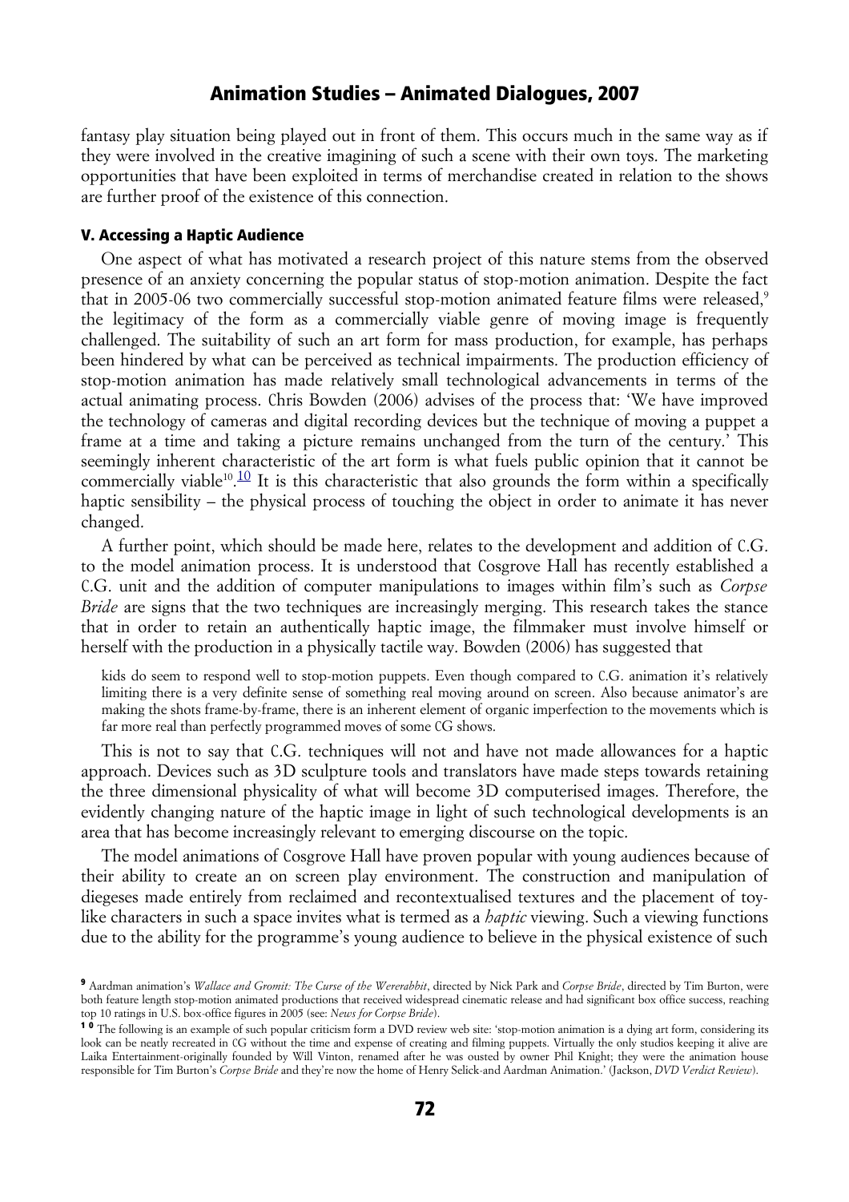fantasy play situation being played out in front of them. This occurs much in the same way as if they were involved in the creative imagining of such a scene with their own toys. The marketing opportunities that have been exploited in terms of merchandise created in relation to the shows are further proof of the existence of this connection.

### V. Accessing a Haptic Audience

One aspect of what has motivated a research project of this nature stems from the observed presence of an anxiety concerning the popular status of stop-motion animation. Despite the fact that in 2005-06 two commercially successful stop-motion animated feature films were released,[9] the legitimacy of the form as a commercially viable genre of moving image is frequently challenged. The suitability of such an art form for mass production, for example, has perhaps been hindered by what can be perceived as technical impairments. The production efficiency of stop-motion animation has made relatively small technological advancements in terms of the actual animating process. Chris Bowden (2006) advises of the process that: 'We have improved the technology of cameras and digital recording devices but the technique of moving a puppet a frame at a time and taking a picture remains unchanged from the turn of the century.' This seemingly inherent characteristic of the art form is what fuels public opinion that it cannot be commercially viable[10].[10] It is this characteristic that also grounds the form within a specifically haptic sensibility – the physical process of touching the object in order to animate it has never changed.

A further point, which should be made here, relates to the development and addition of C.G. to the model animation process. It is understood that Cosgrove Hall has recently established a C.G. unit and the addition of computer manipulations to images within film's such as *Corpse Bride* are signs that the two techniques are increasingly merging. This research takes the stance that in order to retain an authentically haptic image, the filmmaker must involve himself or herself with the production in a physically tactile way. Bowden (2006) has suggested that

> kids do seem to respond well to stop-motion puppets. Even though compared to C.G. animation it's relatively limiting there is a very definite sense of something real moving around on screen. Also because animator's are making the shots frame-by-frame, there is an inherent element of organic imperfection to the movements which is far more real than perfectly programmed moves of some CG shows.

This is not to say that C.G. techniques will not and have not made allowances for a haptic approach. Devices such as 3D sculpture tools and translators have made steps towards retaining the three dimensional physicality of what will become 3D computerised images. Therefore, the evidently changing nature of the haptic image in light of such technological developments is an area that has become increasingly relevant to emerging discourse on the topic.

The model animations of Cosgrove Hall have proven popular with young audiences because of their ability to create an on screen play environment. The construction and manipulation of diegeses made entirely from reclaimed and recontextualised textures and the placement of toy-like characters in such a space invites what is termed as a *haptic* viewing. Such a viewing functions due to the ability for the programme's young audience to believe in the physical existence of such

---

[9] Aardman animation's *Wallace and Gromit: The Curse of the Wererabbit*, directed by Nick Park and *Corpse Bride*, directed by Tim Burton, were both feature length stop-motion animated productions that received widespread cinematic release and had significant box office success, reaching top 10 ratings in U.S. box-office figures in 2005 (see: *News for Corpse Bride*).

[10] The following is an example of such popular criticism form a DVD review web site: 'stop-motion animation is a dying art form, considering its look can be neatly recreated in CG without the time and expense of creating and filming puppets. Virtually the only studios keeping it alive are Laika Entertainment-originally founded by Will Vinton, renamed after he was ousted by owner Phil Knight; they were the animation house responsible for Tim Burton's *Corpse Bride* and they're now the home of Henry Selick-and Aardman Animation.' (Jackson, *DVD Verdict Review*).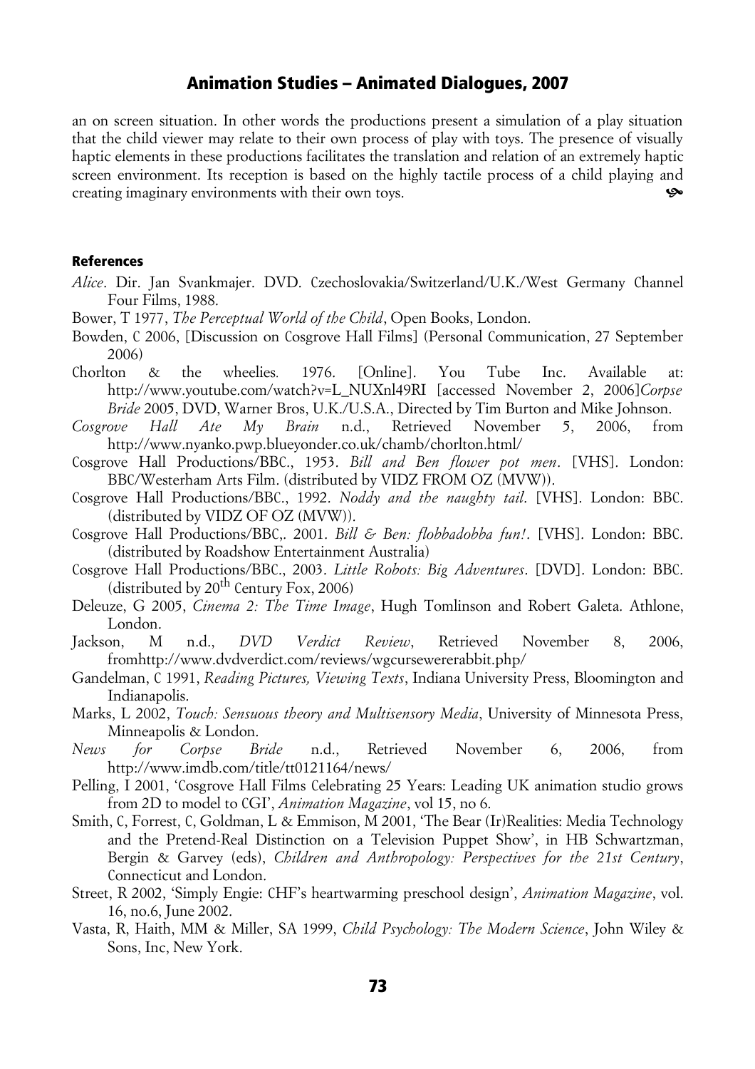an on screen situation. In other words the productions present a simulation of a play situation that the child viewer may relate to their own process of play with toys. The presence of visually haptic elements in these productions facilitates the translation and relation of an extremely haptic screen environment. Its reception is based on the highly tactile process of a child playing and creating imaginary environments with their own toys.

### References

*Alice*. Dir. Jan Svankmajer. DVD. Czechoslovakia/Switzerland/U.K./West Germany Channel Four Films, 1988.

Bower, T 1977, *The Perceptual World of the Child*, Open Books, London.

Bowden, C 2006, [Discussion on Cosgrove Hall Films] (Personal Communication, 27 September 2006)

Chorlton & the wheelies. 1976. [Online]. You Tube Inc. Available at: http://www.youtube.com/watch?v=L_NUXnl49RI [accessed November 2, 2006]*Corpse Bride* 2005, DVD, Warner Bros, U.K./U.S.A., Directed by Tim Burton and Mike Johnson.

*Cosgrove Hall Ate My Brain* n.d., Retrieved November 5, 2006, from http://www.nyanko.pwp.blueyonder.co.uk/chamb/chorlton.html/

Cosgrove Hall Productions/BBC., 1953. *Bill and Ben flower pot men*. [VHS]. London: BBC/Westerham Arts Film. (distributed by VIDZ FROM OZ (MVW)).

Cosgrove Hall Productions/BBC., 1992. *Noddy and the naughty tail*. [VHS]. London: BBC. (distributed by VIDZ OF OZ (MVW)).

Cosgrove Hall Productions/BBC,. 2001. *Bill & Ben: flobbadobba fun!*. [VHS]. London: BBC. (distributed by Roadshow Entertainment Australia)

Cosgrove Hall Productions/BBC., 2003. *Little Robots: Big Adventures*. [DVD]. London: BBC. (distributed by 20th Century Fox, 2006)

Deleuze, G 2005, *Cinema 2: The Time Image*, Hugh Tomlinson and Robert Galeta. Athlone, London.

Jackson, M n.d., *DVD Verdict Review*, Retrieved November 8, 2006, fromhttp://www.dvdverdict.com/reviews/wgcursewererabbit.php/

Gandelman, C 1991, *Reading Pictures, Viewing Texts*, Indiana University Press, Bloomington and Indianapolis.

Marks, L 2002, *Touch: Sensuous theory and Multisensory Media*, University of Minnesota Press, Minneapolis & London.

*News for Corpse Bride* n.d., Retrieved November 6, 2006, from http://www.imdb.com/title/tt0121164/news/

Pelling, I 2001, 'Cosgrove Hall Films Celebrating 25 Years: Leading UK animation studio grows from 2D to model to CGI', *Animation Magazine*, vol 15, no 6.

Smith, C, Forrest, C, Goldman, L & Emmison, M 2001, 'The Bear (Ir)Realities: Media Technology and the Pretend-Real Distinction on a Television Puppet Show', in HB Schwartzman, Bergin & Garvey (eds), *Children and Anthropology: Perspectives for the 21st Century*, Connecticut and London.

Street, R 2002, 'Simply Engie: CHF's heartwarming preschool design', *Animation Magazine*, vol. 16, no.6, June 2002.

Vasta, R, Haith, MM & Miller, SA 1999, *Child Psychology: The Modern Science*, John Wiley & Sons, Inc, New York.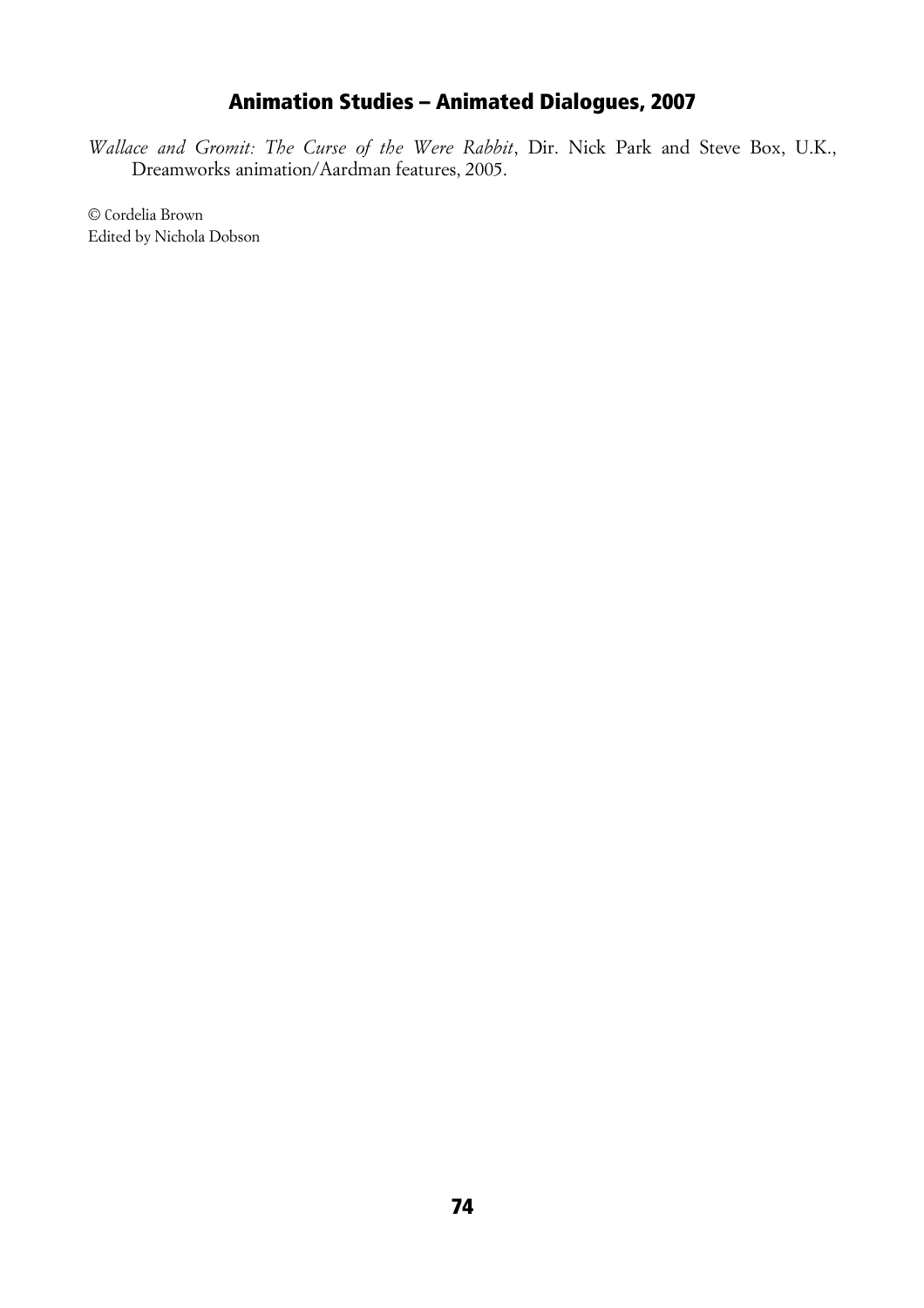*Wallace and Gromit: The Curse of the Were Rabbit*, Dir. Nick Park and Steve Box, U.K., Dreamworks animation/Aardman features, 2005.

© Cordelia Brown
Edited by Nichola Dobson